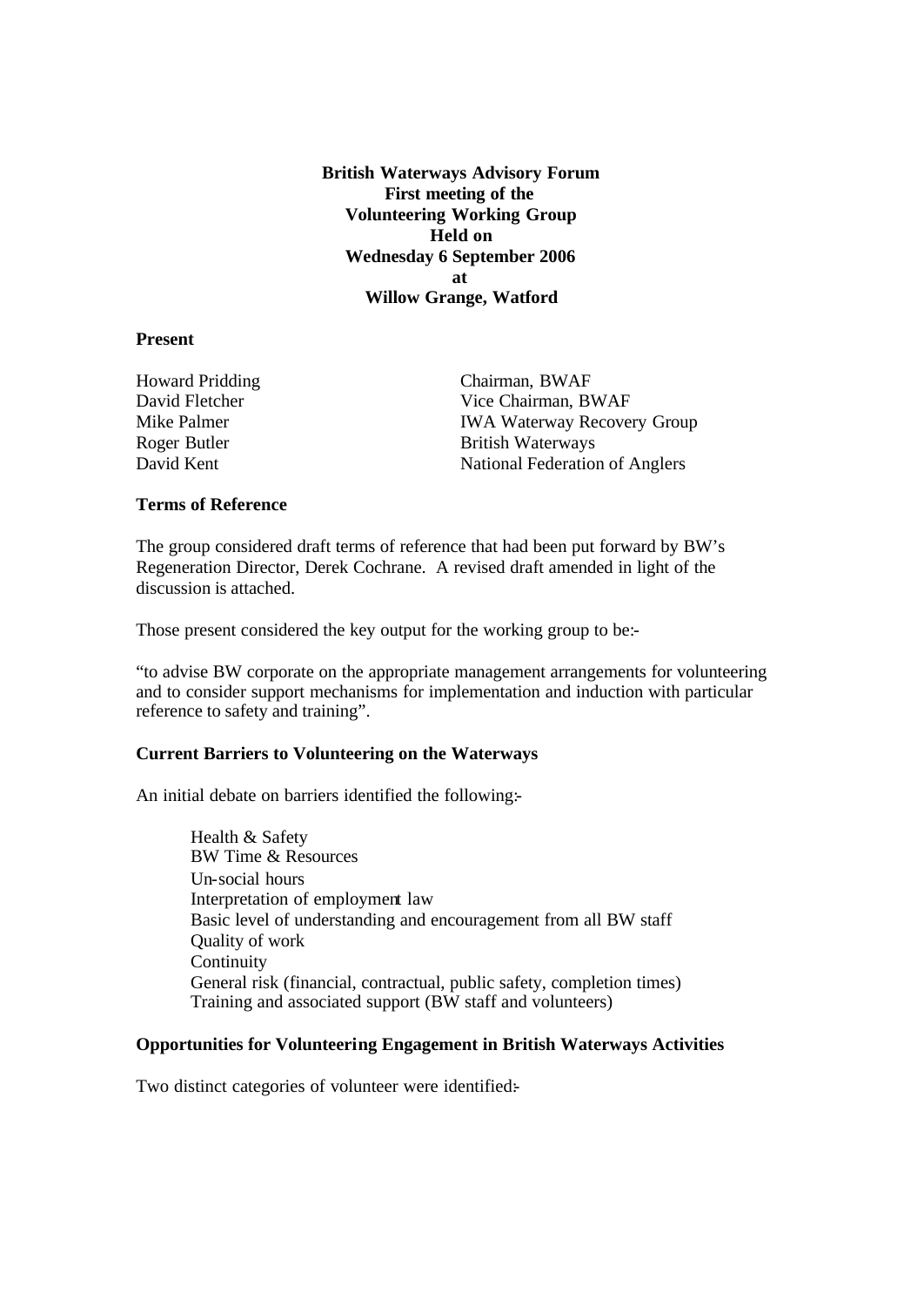**British Waterways Advisory Forum**
**First meeting of the**
**Volunteering Working Group**
**Held on**
**Wednesday 6 September 2006**
**at**
**Willow Grange, Watford**

**Present**

| | |
|---|---|
| Howard Pridding | Chairman, BWAF |
| David Fletcher | Vice Chairman, BWAF |
| Mike Palmer | IWA Waterway Recovery Group |
| Roger Butler | British Waterways |
| David Kent | National Federation of Anglers |

**Terms of Reference**

The group considered draft terms of reference that had been put forward by BW's Regeneration Director, Derek Cochrane. A revised draft amended in light of the discussion is attached.

Those present considered the key output for the working group to be:-

"to advise BW corporate on the appropriate management arrangements for volunteering and to consider support mechanisms for implementation and induction with particular reference to safety and training".

**Current Barriers to Volunteering on the Waterways**

An initial debate on barriers identified the following:-

- Health & Safety
- BW Time & Resources
- Un-social hours
- Interpretation of employment law
- Basic level of understanding and encouragement from all BW staff
- Quality of work
- Continuity
- General risk (financial, contractual, public safety, completion times)
- Training and associated support (BW staff and volunteers)

**Opportunities for Volunteering Engagement in British Waterways Activities**

Two distinct categories of volunteer were identified:-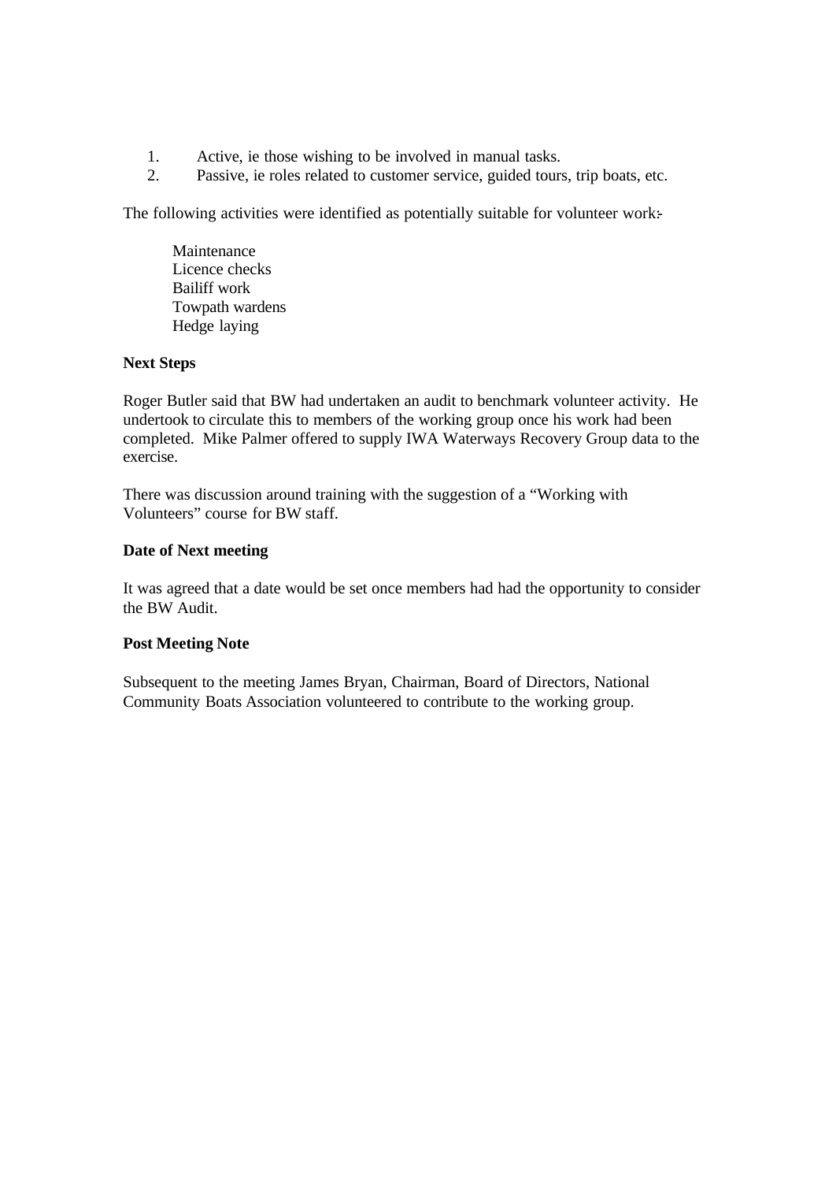1. Active, ie those wishing to be involved in manual tasks.
2. Passive, ie roles related to customer service, guided tours, trip boats, etc.

The following activities were identified as potentially suitable for volunteer work:-

Maintenance
Licence checks
Bailiff work
Towpath wardens
Hedge laying

**Next Steps**

Roger Butler said that BW had undertaken an audit to benchmark volunteer activity. He undertook to circulate this to members of the working group once his work had been completed. Mike Palmer offered to supply IWA Waterways Recovery Group data to the exercise.

There was discussion around training with the suggestion of a "Working with Volunteers" course for BW staff.

**Date of Next meeting**

It was agreed that a date would be set once members had had the opportunity to consider the BW Audit.

**Post Meeting Note**

Subsequent to the meeting James Bryan, Chairman, Board of Directors, National Community Boats Association volunteered to contribute to the working group.